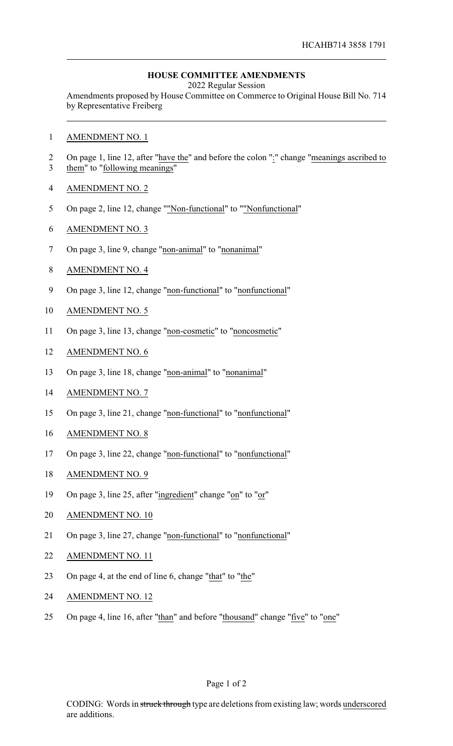HCAHB714 3858 1791

## HOUSE COMMITTEE AMENDMENTS

2022 Regular Session

Amendments proposed by House Committee on Commerce to Original House Bill No. 714 by Representative Freiberg

AMENDMENT NO. 1

On page 1, line 12, after "have the" and before the colon ":" change "meanings ascribed to them" to "following meanings"

AMENDMENT NO. 2

On page 2, line 12, change ""Non-functional" to ""Nonfunctional"

AMENDMENT NO. 3

On page 3, line 9, change "non-animal" to "nonanimal"

AMENDMENT NO. 4

On page 3, line 12, change "non-functional" to "nonfunctional"

AMENDMENT NO. 5

On page 3, line 13, change "non-cosmetic" to "noncosmetic"

AMENDMENT NO. 6

On page 3, line 18, change "non-animal" to "nonanimal"

AMENDMENT NO. 7

On page 3, line 21, change "non-functional" to "nonfunctional"

AMENDMENT NO. 8

On page 3, line 22, change "non-functional" to "nonfunctional"

AMENDMENT NO. 9

On page 3, line 25, after "ingredient" change "on" to "or"

AMENDMENT NO. 10

On page 3, line 27, change "non-functional" to "nonfunctional"

AMENDMENT NO. 11

On page 4, at the end of line 6, change "that" to "the"

AMENDMENT NO. 12

On page 4, line 16, after "than" and before "thousand" change "five" to "one"

CODING: Words in struck through type are deletions from existing law; words underscored are additions.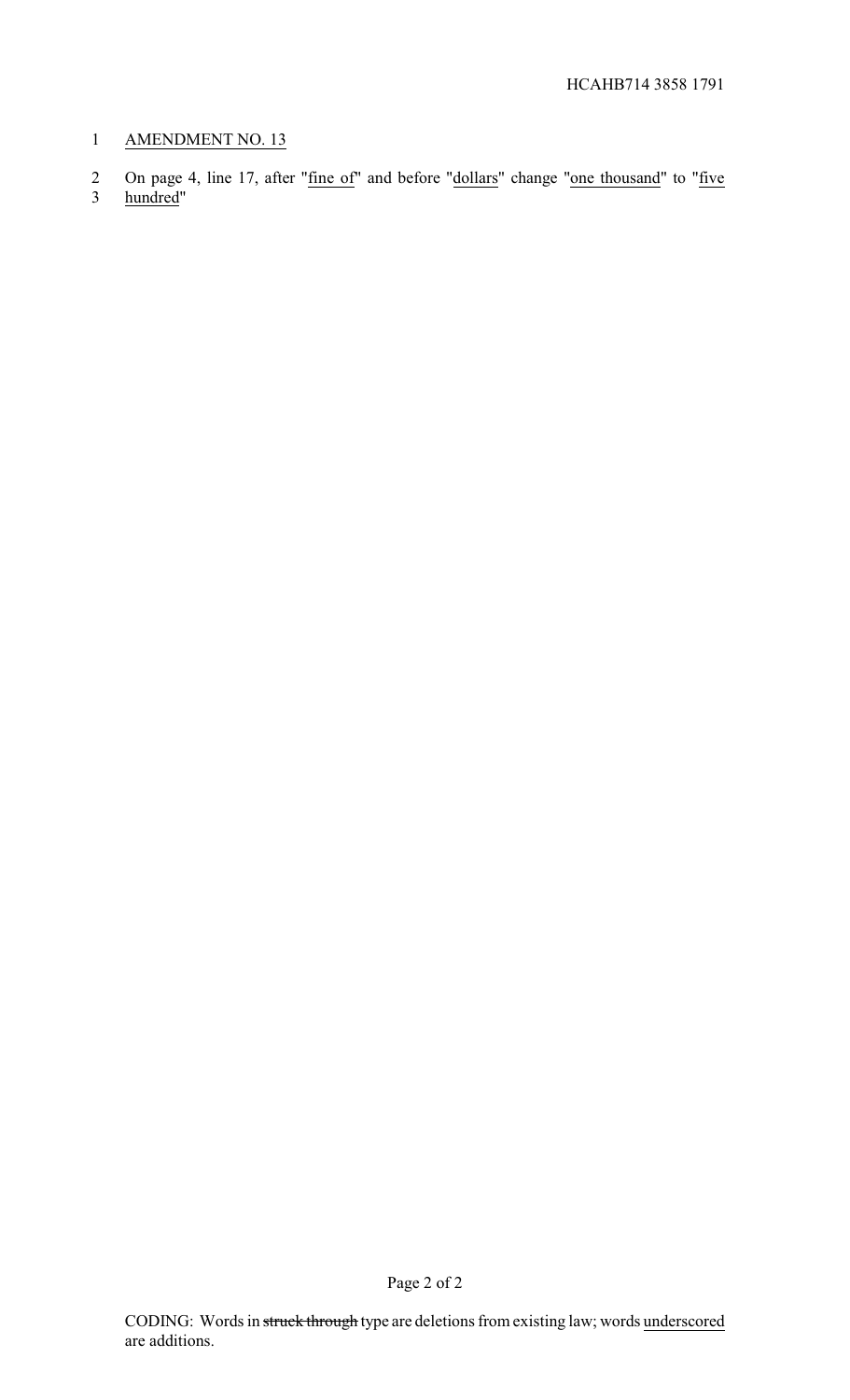AMENDMENT NO. 13

On page 4, line 17, after "fine of" and before "dollars" change "one thousand" to "five hundred"

CODING: Words in ~~struck through~~ type are deletions from existing law; words underscored are additions.